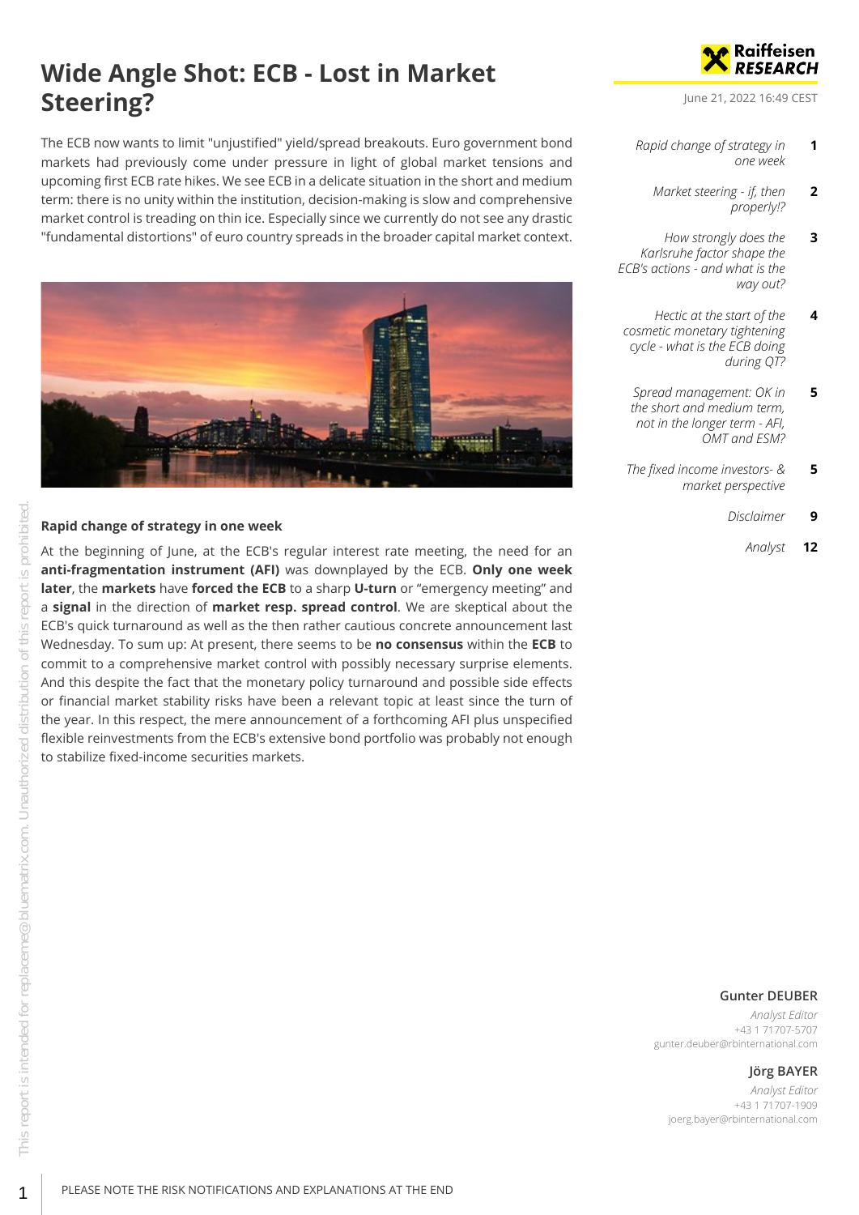# Wide Angle Shot: ECB - Lost in Market Steering?

June 21, 2022 16:49 CEST

The ECB now wants to limit "unjustified" yield/spread breakouts. Euro government bond markets had previously come under pressure in light of global market tensions and upcoming first ECB rate hikes. We see ECB in a delicate situation in the short and medium term: there is no unity within the institution, decision-making is slow and comprehensive market control is treading on thin ice. Especially since we currently do not see any drastic "fundamental distortions" of euro country spreads in the broader capital market context.

| | |
|---|---|
| *Rapid change of strategy in one week* | **1** |
| *Market steering - if, then properly!?* | **2** |
| *How strongly does the Karlsruhe factor shape the ECB's actions - and what is the way out?* | **3** |
| *Hectic at the start of the cosmetic monetary tightening cycle - what is the ECB doing during QT?* | **4** |
| *Spread management: OK in the short and medium term, not in the longer term - AFI, OMT and ESM?* | **5** |
| *The fixed income investors- & market perspective* | **5** |
| *Disclaimer* | **9** |
| *Analyst* | **12** |

### Rapid change of strategy in one week

At the beginning of June, at the ECB's regular interest rate meeting, the need for an **anti-fragmentation instrument (AFI)** was downplayed by the ECB. **Only one week later**, the **markets** have **forced the ECB** to a sharp **U-turn** or "emergency meeting" and a **signal** in the direction of **market resp. spread control**. We are skeptical about the ECB's quick turnaround as well as the then rather cautious concrete announcement last Wednesday. To sum up: At present, there seems to be **no consensus** within the **ECB** to commit to a comprehensive market control with possibly necessary surprise elements. And this despite the fact that the monetary policy turnaround and possible side effects or financial market stability risks have been a relevant topic at least since the turn of the year. In this respect, the mere announcement of a forthcoming AFI plus unspecified flexible reinvestments from the ECB's extensive bond portfolio was probably not enough to stabilize fixed-income securities markets.

**Gunter DEUBER**
*Analyst Editor*
+43 1 71707-5707
gunter.deuber@rbinternational.com

**Jörg BAYER**
*Analyst Editor*
+43 1 71707-1909
joerg.bayer@rbinternational.com

PLEASE NOTE THE RISK NOTIFICATIONS AND EXPLANATIONS AT THE END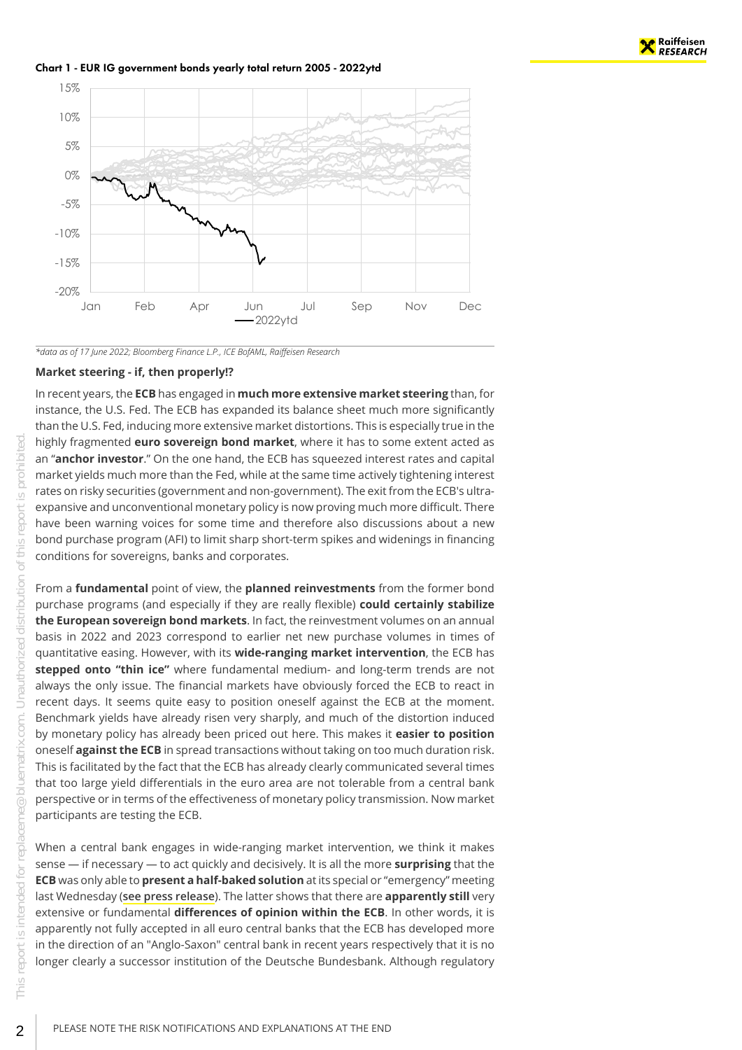Chart 1 - EUR IG government bonds yearly total return 2005 - 2022ytd

*data as of 17 June 2022; Bloomberg Finance L.P., ICE BofAML, Raiffeisen Research*

**Market steering - if, then properly!?**

In recent years, the **ECB** has engaged in **much more extensive market steering** than, for instance, the U.S. Fed. The ECB has expanded its balance sheet much more significantly than the U.S. Fed, inducing more extensive market distortions. This is especially true in the highly fragmented **euro sovereign bond market**, where it has to some extent acted as an "**anchor investor**." On the one hand, the ECB has squeezed interest rates and capital market yields much more than the Fed, while at the same time actively tightening interest rates on risky securities (government and non-government). The exit from the ECB's ultra-expansive and unconventional monetary policy is now proving much more difficult. There have been warning voices for some time and therefore also discussions about a new bond purchase program (AFI) to limit sharp short-term spikes and widenings in financing conditions for sovereigns, banks and corporates.

From a **fundamental** point of view, the **planned reinvestments** from the former bond purchase programs (and especially if they are really flexible) **could certainly stabilize the European sovereign bond markets**. In fact, the reinvestment volumes on an annual basis in 2022 and 2023 correspond to earlier net new purchase volumes in times of quantitative easing. However, with its **wide-ranging market intervention**, the ECB has **stepped onto "thin ice"** where fundamental medium- and long-term trends are not always the only issue. The financial markets have obviously forced the ECB to react in recent days. It seems quite easy to position oneself against the ECB at the moment. Benchmark yields have already risen very sharply, and much of the distortion induced by monetary policy has already been priced out here. This makes it **easier to position** oneself **against the ECB** in spread transactions without taking on too much duration risk. This is facilitated by the fact that the ECB has already clearly communicated several times that too large yield differentials in the euro area are not tolerable from a central bank perspective or in terms of the effectiveness of monetary policy transmission. Now market participants are testing the ECB.

When a central bank engages in wide-ranging market intervention, we think it makes sense — if necessary — to act quickly and decisively. It is all the more **surprising** that the **ECB** was only able to **present a half-baked solution** at its special or "emergency" meeting last Wednesday (**see press release**). The latter shows that there are **apparently still** very extensive or fundamental **differences of opinion within the ECB**. In other words, it is apparently not fully accepted in all euro central banks that the ECB has developed more in the direction of an "Anglo-Saxon" central bank in recent years respectively that it is no longer clearly a successor institution of the Deutsche Bundesbank. Although regulatory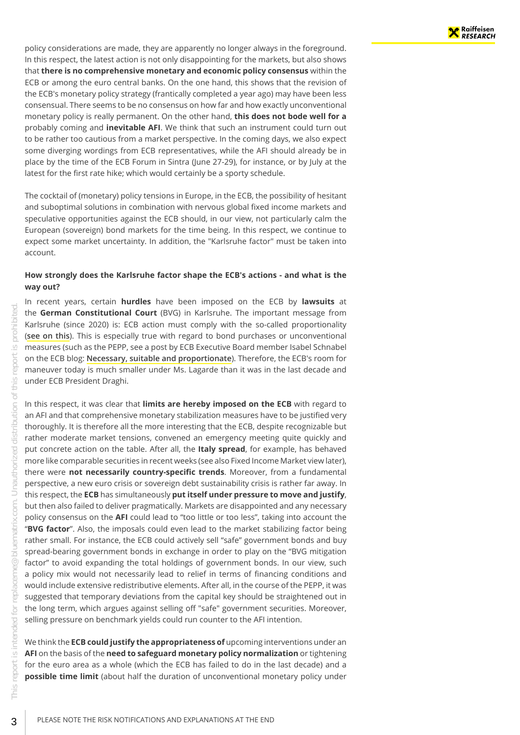policy considerations are made, they are apparently no longer always in the foreground. In this respect, the latest action is not only disappointing for the markets, but also shows that **there is no comprehensive monetary and economic policy consensus** within the ECB or among the euro central banks. On the one hand, this shows that the revision of the ECB's monetary policy strategy (frantically completed a year ago) may have been less consensual. There seems to be no consensus on how far and how exactly unconventional monetary policy is really permanent. On the other hand, **this does not bode well for a** probably coming and **inevitable AFI**. We think that such an instrument could turn out to be rather too cautious from a market perspective. In the coming days, we also expect some diverging wordings from ECB representatives, while the AFI should already be in place by the time of the ECB Forum in Sintra (June 27-29), for instance, or by July at the latest for the first rate hike; which would certainly be a sporty schedule.

The cocktail of (monetary) policy tensions in Europe, in the ECB, the possibility of hesitant and suboptimal solutions in combination with nervous global fixed income markets and speculative opportunities against the ECB should, in our view, not particularly calm the European (sovereign) bond markets for the time being. In this respect, we continue to expect some market uncertainty. In addition, the "Karlsruhe factor" must be taken into account.

### How strongly does the Karlsruhe factor shape the ECB's actions - and what is the way out?

In recent years, certain **hurdles** have been imposed on the ECB by **lawsuits** at the **German Constitutional Court** (BVG) in Karlsruhe. The important message from Karlsruhe (since 2020) is: ECB action must comply with the so-called proportionality (see on this). This is especially true with regard to bond purchases or unconventional measures (such as the PEPP, see a post by ECB Executive Board member Isabel Schnabel on the ECB blog: Necessary, suitable and proportionate). Therefore, the ECB's room for maneuver today is much smaller under Ms. Lagarde than it was in the last decade and under ECB President Draghi.

In this respect, it was clear that **limits are hereby imposed on the ECB** with regard to an AFI and that comprehensive monetary stabilization measures have to be justified very thoroughly. It is therefore all the more interesting that the ECB, despite recognizable but rather moderate market tensions, convened an emergency meeting quite quickly and put concrete action on the table. After all, the **Italy spread**, for example, has behaved more like comparable securities in recent weeks (see also Fixed Income Market view later), there were **not necessarily country-specific trends**. Moreover, from a fundamental perspective, a new euro crisis or sovereign debt sustainability crisis is rather far away. In this respect, the **ECB** has simultaneously **put itself under pressure to move and justify**, but then also failed to deliver pragmatically. Markets are disappointed and any necessary policy consensus on the **AFI** could lead to "too little or too less", taking into account the "**BVG factor**". Also, the imposals could even lead to the market stabilizing factor being rather small. For instance, the ECB could actively sell "safe" government bonds and buy spread-bearing government bonds in exchange in order to play on the "BVG mitigation factor" to avoid expanding the total holdings of government bonds. In our view, such a policy mix would not necessarily lead to relief in terms of financing conditions and would include extensive redistributive elements. After all, in the course of the PEPP, it was suggested that temporary deviations from the capital key should be straightened out in the long term, which argues against selling off "safe" government securities. Moreover, selling pressure on benchmark yields could run counter to the AFI intention.

We think the **ECB could justify the appropriateness of** upcoming interventions under an **AFI** on the basis of the **need to safeguard monetary policy normalization** or tightening for the euro area as a whole (which the ECB has failed to do in the last decade) and a **possible time limit** (about half the duration of unconventional monetary policy under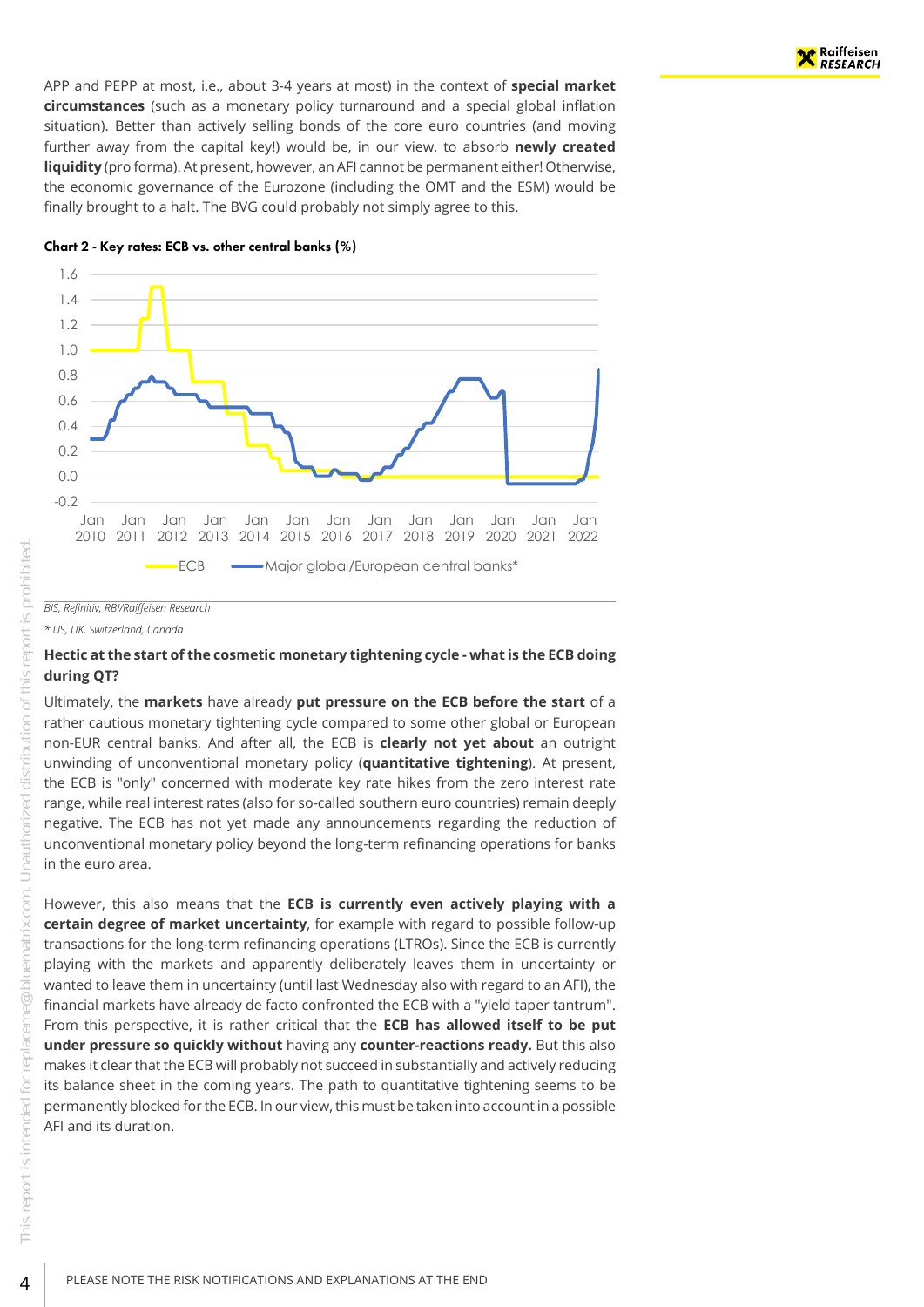APP and PEPP at most, i.e., about 3-4 years at most) in the context of **special market circumstances** (such as a monetary policy turnaround and a special global inflation situation). Better than actively selling bonds of the core euro countries (and moving further away from the capital key!) would be, in our view, to absorb **newly created liquidity** (pro forma). At present, however, an AFI cannot be permanent either! Otherwise, the economic governance of the Eurozone (including the OMT and the ESM) would be finally brought to a halt. The BVG could probably not simply agree to this.

**Chart 2 - Key rates: ECB vs. other central banks (%)**

*BIS, Refinitiv, RBI/Raiffeisen Research*

*\* US, UK, Switzerland, Canada*

### Hectic at the start of the cosmetic monetary tightening cycle - what is the ECB doing during QT?

Ultimately, the **markets** have already **put pressure on the ECB before the start** of a rather cautious monetary tightening cycle compared to some other global or European non-EUR central banks. And after all, the ECB is **clearly not yet about** an outright unwinding of unconventional monetary policy (**quantitative tightening**). At present, the ECB is "only" concerned with moderate key rate hikes from the zero interest rate range, while real interest rates (also for so-called southern euro countries) remain deeply negative. The ECB has not yet made any announcements regarding the reduction of unconventional monetary policy beyond the long-term refinancing operations for banks in the euro area.

However, this also means that the **ECB is currently even actively playing with a certain degree of market uncertainty**, for example with regard to possible follow-up transactions for the long-term refinancing operations (LTROs). Since the ECB is currently playing with the markets and apparently deliberately leaves them in uncertainty or wanted to leave them in uncertainty (until last Wednesday also with regard to an AFI), the financial markets have already de facto confronted the ECB with a "yield taper tantrum". From this perspective, it is rather critical that the **ECB has allowed itself to be put under pressure so quickly without** having any **counter-reactions ready.** But this also makes it clear that the ECB will probably not succeed in substantially and actively reducing its balance sheet in the coming years. The path to quantitative tightening seems to be permanently blocked for the ECB. In our view, this must be taken into account in a possible AFI and its duration.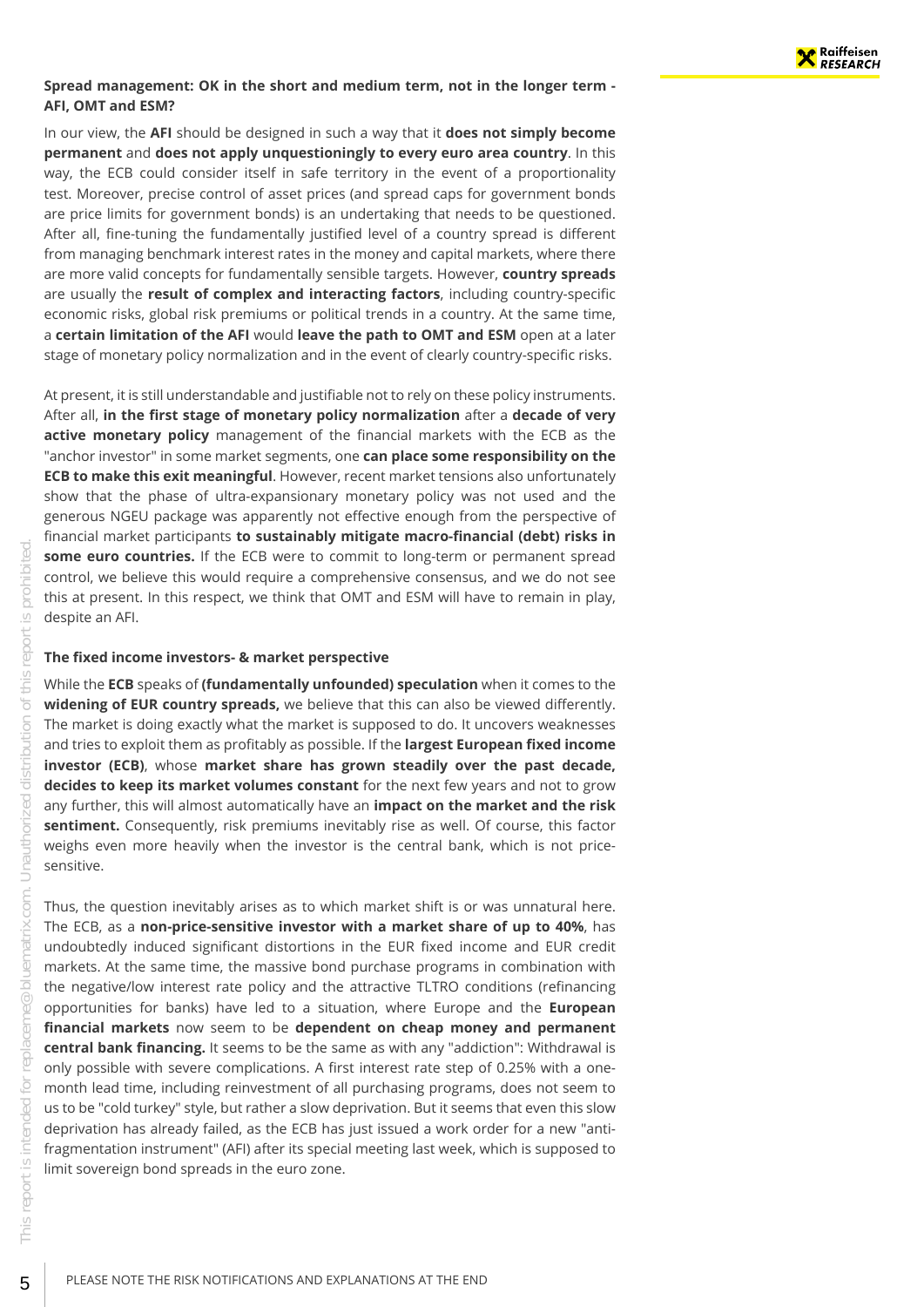### Spread management: OK in the short and medium term, not in the longer term - AFI, OMT and ESM?

In our view, the **AFI** should be designed in such a way that it **does not simply become permanent** and **does not apply unquestioningly to every euro area country**. In this way, the ECB could consider itself in safe territory in the event of a proportionality test. Moreover, precise control of asset prices (and spread caps for government bonds are price limits for government bonds) is an undertaking that needs to be questioned. After all, fine-tuning the fundamentally justified level of a country spread is different from managing benchmark interest rates in the money and capital markets, where there are more valid concepts for fundamentally sensible targets. However, **country spreads** are usually the **result of complex and interacting factors**, including country-specific economic risks, global risk premiums or political trends in a country. At the same time, a **certain limitation of the AFI** would **leave the path to OMT and ESM** open at a later stage of monetary policy normalization and in the event of clearly country-specific risks.

At present, it is still understandable and justifiable not to rely on these policy instruments. After all, **in the first stage of monetary policy normalization** after a **decade of very active monetary policy** management of the financial markets with the ECB as the "anchor investor" in some market segments, one **can place some responsibility on the ECB to make this exit meaningful**. However, recent market tensions also unfortunately show that the phase of ultra-expansionary monetary policy was not used and the generous NGEU package was apparently not effective enough from the perspective of financial market participants **to sustainably mitigate macro-financial (debt) risks in some euro countries.** If the ECB were to commit to long-term or permanent spread control, we believe this would require a comprehensive consensus, and we do not see this at present. In this respect, we think that OMT and ESM will have to remain in play, despite an AFI.

### The fixed income investors- & market perspective

While the **ECB** speaks of **(fundamentally unfounded) speculation** when it comes to the **widening of EUR country spreads,** we believe that this can also be viewed differently. The market is doing exactly what the market is supposed to do. It uncovers weaknesses and tries to exploit them as profitably as possible. If the **largest European fixed income investor (ECB)**, whose **market share has grown steadily over the past decade, decides to keep its market volumes constant** for the next few years and not to grow any further, this will almost automatically have an **impact on the market and the risk sentiment.** Consequently, risk premiums inevitably rise as well. Of course, this factor weighs even more heavily when the investor is the central bank, which is not price-sensitive.

Thus, the question inevitably arises as to which market shift is or was unnatural here. The ECB, as a **non-price-sensitive investor with a market share of up to 40%**, has undoubtedly induced significant distortions in the EUR fixed income and EUR credit markets. At the same time, the massive bond purchase programs in combination with the negative/low interest rate policy and the attractive TLTRO conditions (refinancing opportunities for banks) have led to a situation, where Europe and the **European financial markets** now seem to be **dependent on cheap money and permanent central bank financing.** It seems to be the same as with any "addiction": Withdrawal is only possible with severe complications. A first interest rate step of 0.25% with a one-month lead time, including reinvestment of all purchasing programs, does not seem to us to be "cold turkey" style, but rather a slow deprivation. But it seems that even this slow deprivation has already failed, as the ECB has just issued a work order for a new "anti-fragmentation instrument" (AFI) after its special meeting last week, which is supposed to limit sovereign bond spreads in the euro zone.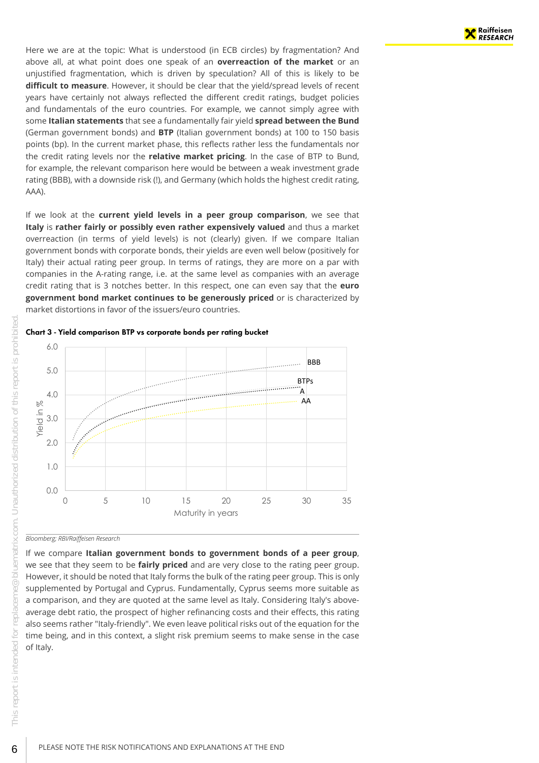Here we are at the topic: What is understood (in ECB circles) by fragmentation? And above all, at what point does one speak of an **overreaction of the market** or an unjustified fragmentation, which is driven by speculation? All of this is likely to be **difficult to measure**. However, it should be clear that the yield/spread levels of recent years have certainly not always reflected the different credit ratings, budget policies and fundamentals of the euro countries. For example, we cannot simply agree with some **Italian statements** that see a fundamentally fair yield **spread between the Bund** (German government bonds) and **BTP** (Italian government bonds) at 100 to 150 basis points (bp). In the current market phase, this reflects rather less the fundamentals nor the credit rating levels nor the **relative market pricing**. In the case of BTP to Bund, for example, the relevant comparison here would be between a weak investment grade rating (BBB), with a downside risk (!), and Germany (which holds the highest credit rating, AAA).

If we look at the **current yield levels in a peer group comparison**, we see that **Italy** is **rather fairly or possibly even rather expensively valued** and thus a market overreaction (in terms of yield levels) is not (clearly) given. If we compare Italian government bonds with corporate bonds, their yields are even well below (positively for Italy) their actual rating peer group. In terms of ratings, they are more on a par with companies in the A-rating range, i.e. at the same level as companies with an average credit rating that is 3 notches better. In this respect, one can even say that the **euro government bond market continues to be generously priced** or is characterized by market distortions in favor of the issuers/euro countries.

**Chart 3 - Yield comparison BTP vs corporate bonds per rating bucket**

*Bloomberg; RBI/Raiffeisen Research*

If we compare **Italian government bonds to government bonds of a peer group**, we see that they seem to be **fairly priced** and are very close to the rating peer group. However, it should be noted that Italy forms the bulk of the rating peer group. This is only supplemented by Portugal and Cyprus. Fundamentally, Cyprus seems more suitable as a comparison, and they are quoted at the same level as Italy. Considering Italy's above-average debt ratio, the prospect of higher refinancing costs and their effects, this rating also seems rather "Italy-friendly". We even leave political risks out of the equation for the time being, and in this context, a slight risk premium seems to make sense in the case of Italy.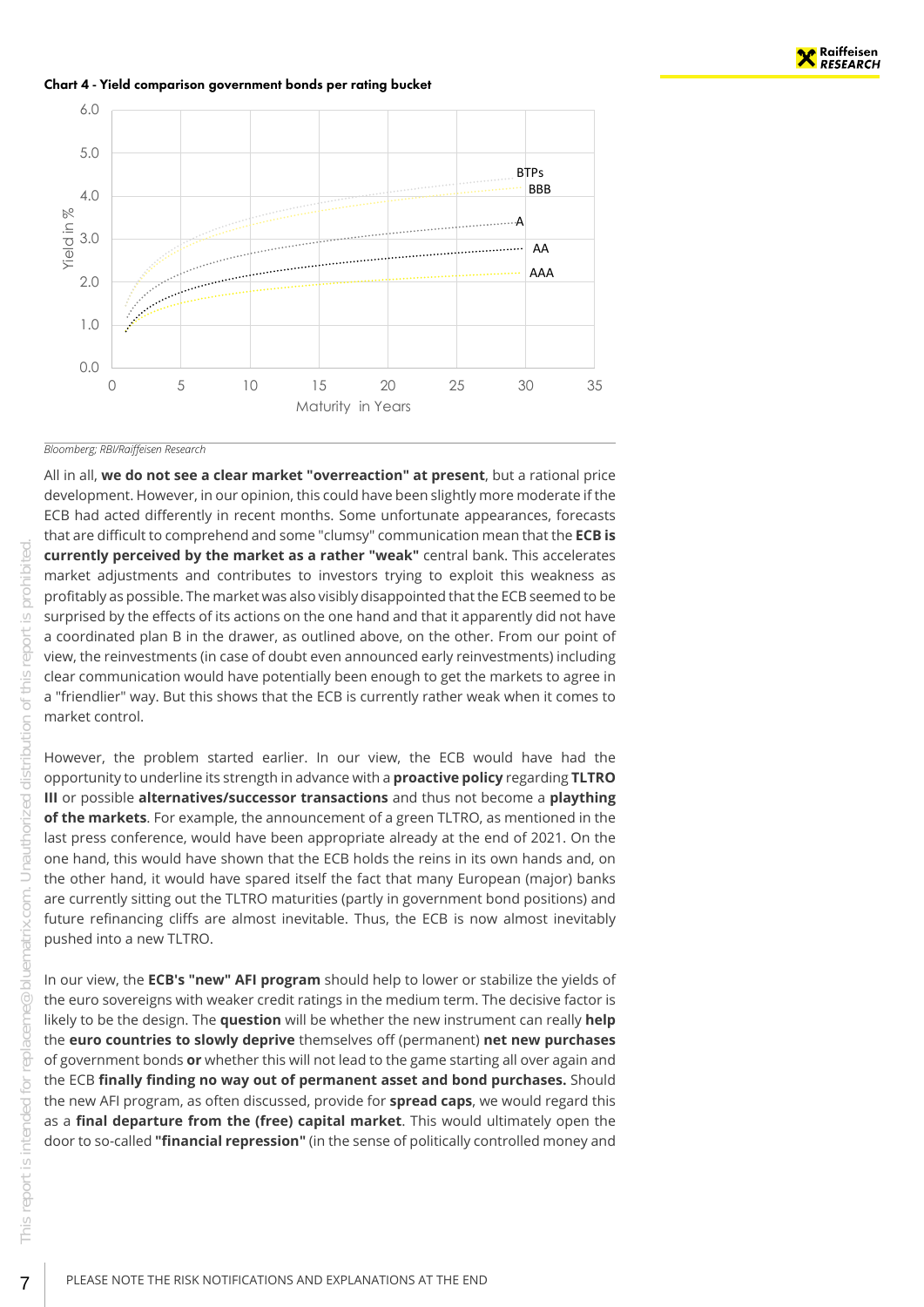**Chart 4 - Yield comparison government bonds per rating bucket**

*Bloomberg; RBI/Raiffeisen Research*

All in all, **we do not see a clear market "overreaction" at present**, but a rational price development. However, in our opinion, this could have been slightly more moderate if the ECB had acted differently in recent months. Some unfortunate appearances, forecasts that are difficult to comprehend and some "clumsy" communication mean that the **ECB is currently perceived by the market as a rather "weak"** central bank. This accelerates market adjustments and contributes to investors trying to exploit this weakness as profitably as possible. The market was also visibly disappointed that the ECB seemed to be surprised by the effects of its actions on the one hand and that it apparently did not have a coordinated plan B in the drawer, as outlined above, on the other. From our point of view, the reinvestments (in case of doubt even announced early reinvestments) including clear communication would have potentially been enough to get the markets to agree in a "friendlier" way. But this shows that the ECB is currently rather weak when it comes to market control.

However, the problem started earlier. In our view, the ECB would have had the opportunity to underline its strength in advance with a **proactive policy** regarding **TLTRO III** or possible **alternatives/successor transactions** and thus not become a **plaything of the markets**. For example, the announcement of a green TLTRO, as mentioned in the last press conference, would have been appropriate already at the end of 2021. On the one hand, this would have shown that the ECB holds the reins in its own hands and, on the other hand, it would have spared itself the fact that many European (major) banks are currently sitting out the TLTRO maturities (partly in government bond positions) and future refinancing cliffs are almost inevitable. Thus, the ECB is now almost inevitably pushed into a new TLTRO.

In our view, the **ECB's "new" AFI program** should help to lower or stabilize the yields of the euro sovereigns with weaker credit ratings in the medium term. The decisive factor is likely to be the design. The **question** will be whether the new instrument can really **help** the **euro countries to slowly deprive** themselves off (permanent) **net new purchases** of government bonds **or** whether this will not lead to the game starting all over again and the ECB **finally finding no way out of permanent asset and bond purchases.** Should the new AFI program, as often discussed, provide for **spread caps**, we would regard this as a **final departure from the (free) capital market**. This would ultimately open the door to so-called **"financial repression"** (in the sense of politically controlled money and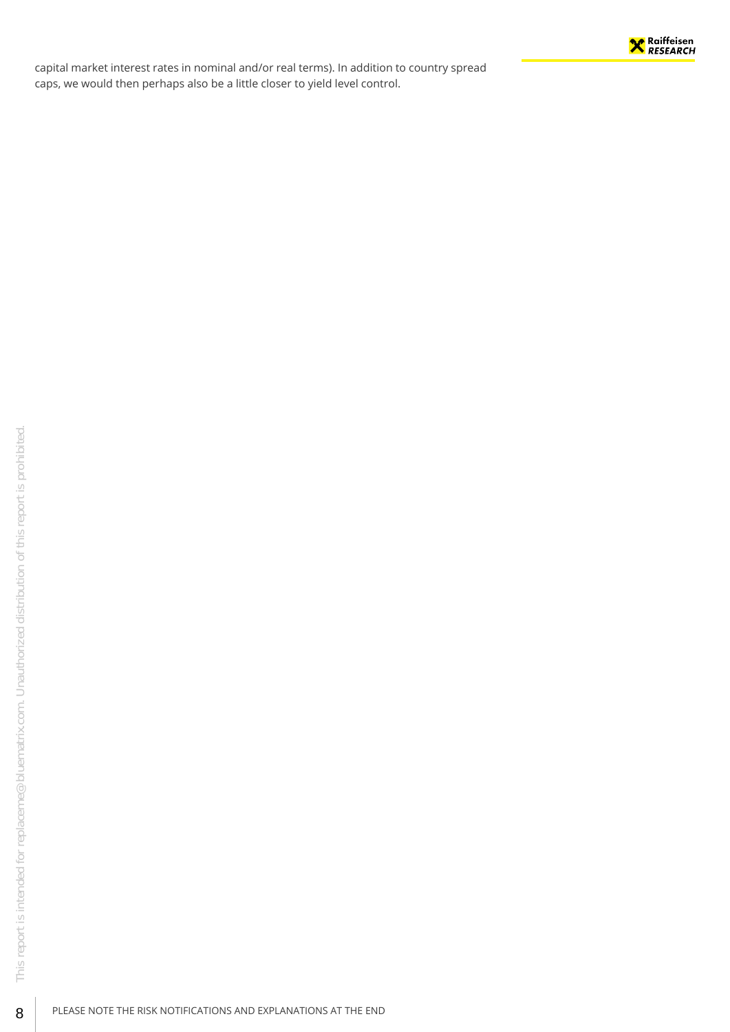capital market interest rates in nominal and/or real terms). In addition to country spread caps, we would then perhaps also be a little closer to yield level control.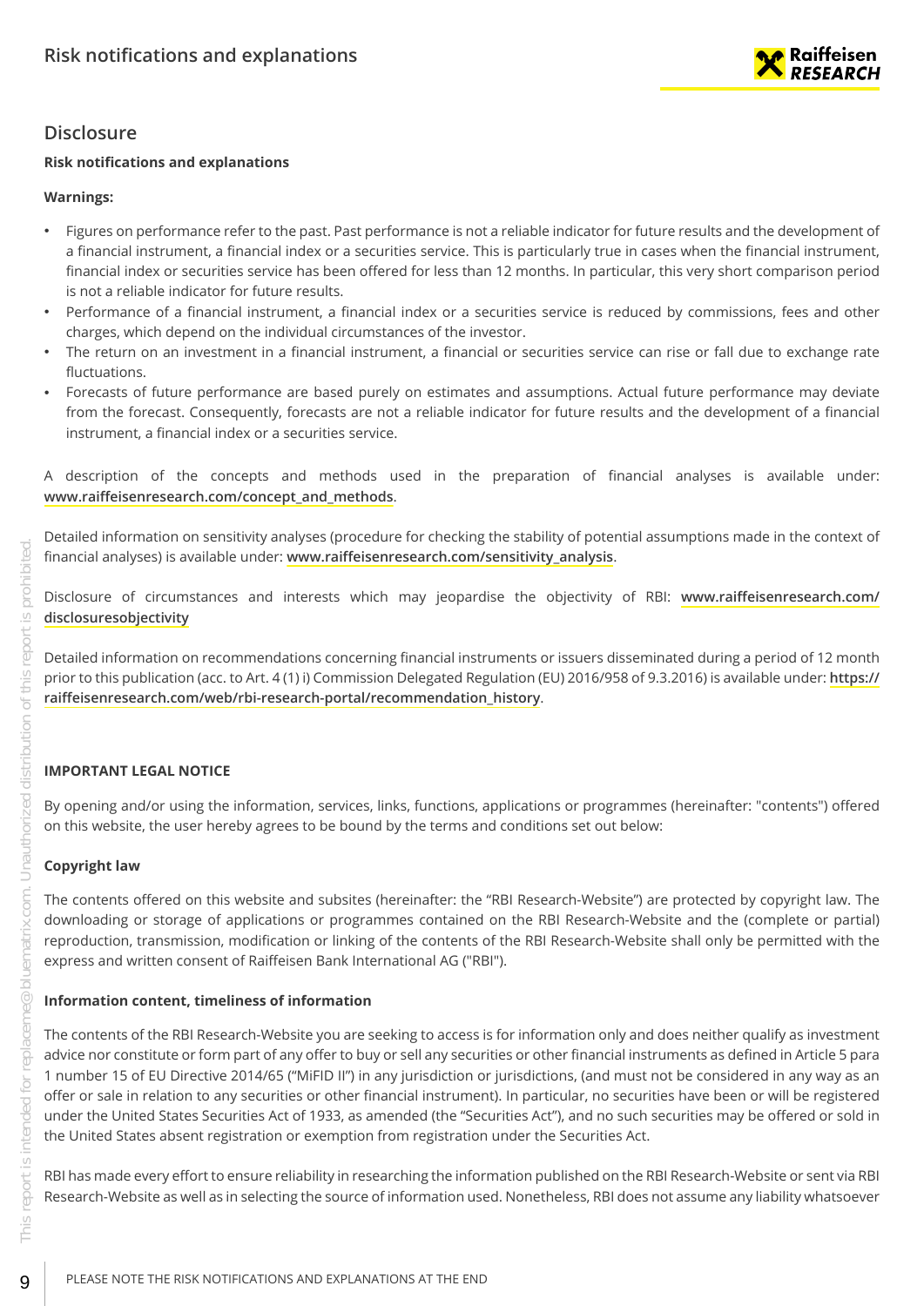## Disclosure

**Risk notifications and explanations**

**Warnings:**

- Figures on performance refer to the past. Past performance is not a reliable indicator for future results and the development of a financial instrument, a financial index or a securities service. This is particularly true in cases when the financial instrument, financial index or securities service has been offered for less than 12 months. In particular, this very short comparison period is not a reliable indicator for future results.
- Performance of a financial instrument, a financial index or a securities service is reduced by commissions, fees and other charges, which depend on the individual circumstances of the investor.
- The return on an investment in a financial instrument, a financial or securities service can rise or fall due to exchange rate fluctuations.
- Forecasts of future performance are based purely on estimates and assumptions. Actual future performance may deviate from the forecast. Consequently, forecasts are not a reliable indicator for future results and the development of a financial instrument, a financial index or a securities service.

A description of the concepts and methods used in the preparation of financial analyses is available under: **www.raiffeisenresearch.com/concept_and_methods**.

Detailed information on sensitivity analyses (procedure for checking the stability of potential assumptions made in the context of financial analyses) is available under: **www.raiffeisenresearch.com/sensitivity_analysis**.

Disclosure of circumstances and interests which may jeopardise the objectivity of RBI: **www.raiffeisenresearch.com/disclosuresobjectivity**

Detailed information on recommendations concerning financial instruments or issuers disseminated during a period of 12 month prior to this publication (acc. to Art. 4 (1) i) Commission Delegated Regulation (EU) 2016/958 of 9.3.2016) is available under: **https://raiffeisenresearch.com/web/rbi-research-portal/recommendation_history**.

**IMPORTANT LEGAL NOTICE**

By opening and/or using the information, services, links, functions, applications or programmes (hereinafter: "contents") offered on this website, the user hereby agrees to be bound by the terms and conditions set out below:

**Copyright law**

The contents offered on this website and subsites (hereinafter: the "RBI Research-Website") are protected by copyright law. The downloading or storage of applications or programmes contained on the RBI Research-Website and the (complete or partial) reproduction, transmission, modification or linking of the contents of the RBI Research-Website shall only be permitted with the express and written consent of Raiffeisen Bank International AG ("RBI").

**Information content, timeliness of information**

The contents of the RBI Research-Website you are seeking to access is for information only and does neither qualify as investment advice nor constitute or form part of any offer to buy or sell any securities or other financial instruments as defined in Article 5 para 1 number 15 of EU Directive 2014/65 ("MiFID II") in any jurisdiction or jurisdictions, (and must not be considered in any way as an offer or sale in relation to any securities or other financial instrument). In particular, no securities have been or will be registered under the United States Securities Act of 1933, as amended (the "Securities Act"), and no such securities may be offered or sold in the United States absent registration or exemption from registration under the Securities Act.

RBI has made every effort to ensure reliability in researching the information published on the RBI Research-Website or sent via RBI Research-Website as well as in selecting the source of information used. Nonetheless, RBI does not assume any liability whatsoever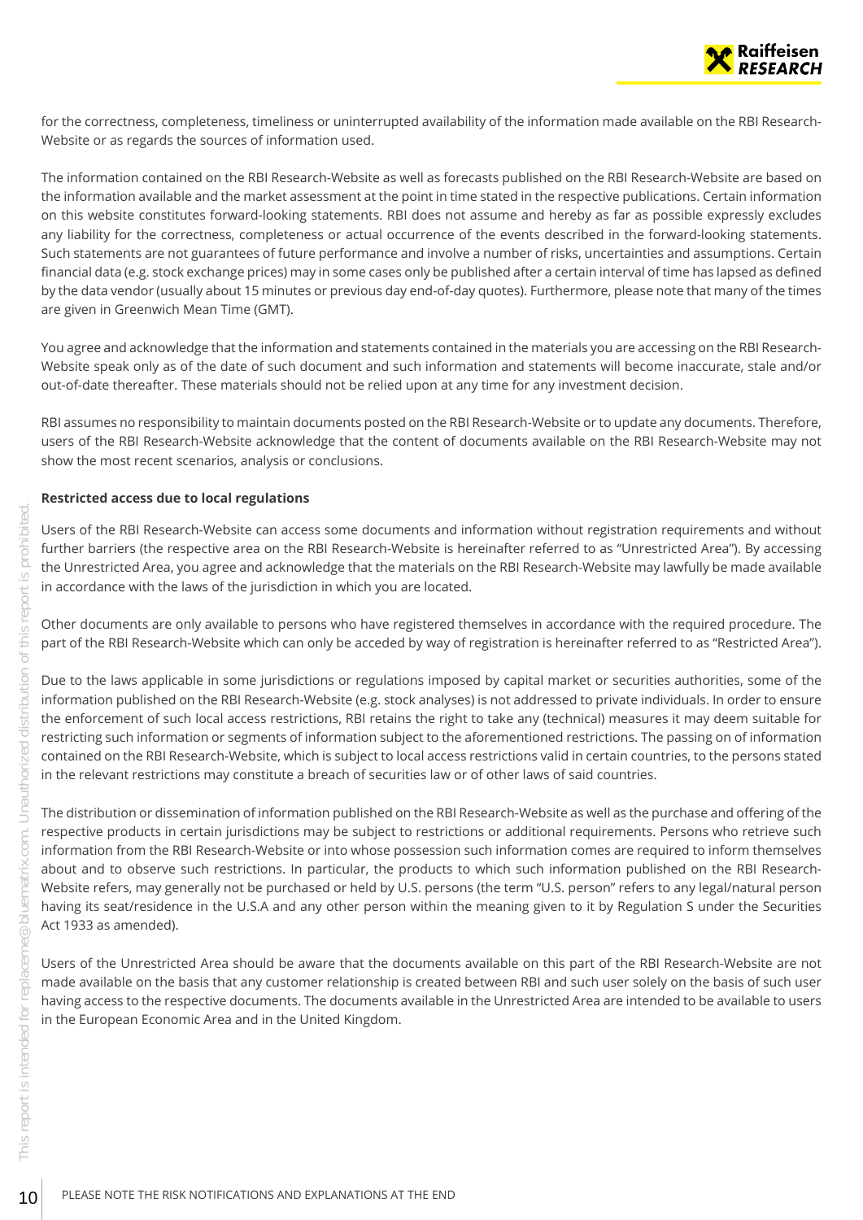for the correctness, completeness, timeliness or uninterrupted availability of the information made available on the RBI Research-Website or as regards the sources of information used.

The information contained on the RBI Research-Website as well as forecasts published on the RBI Research-Website are based on the information available and the market assessment at the point in time stated in the respective publications. Certain information on this website constitutes forward-looking statements. RBI does not assume and hereby as far as possible expressly excludes any liability for the correctness, completeness or actual occurrence of the events described in the forward-looking statements. Such statements are not guarantees of future performance and involve a number of risks, uncertainties and assumptions. Certain financial data (e.g. stock exchange prices) may in some cases only be published after a certain interval of time has lapsed as defined by the data vendor (usually about 15 minutes or previous day end-of-day quotes). Furthermore, please note that many of the times are given in Greenwich Mean Time (GMT).

You agree and acknowledge that the information and statements contained in the materials you are accessing on the RBI Research-Website speak only as of the date of such document and such information and statements will become inaccurate, stale and/or out-of-date thereafter. These materials should not be relied upon at any time for any investment decision.

RBI assumes no responsibility to maintain documents posted on the RBI Research-Website or to update any documents. Therefore, users of the RBI Research-Website acknowledge that the content of documents available on the RBI Research-Website may not show the most recent scenarios, analysis or conclusions.

**Restricted access due to local regulations**

Users of the RBI Research-Website can access some documents and information without registration requirements and without further barriers (the respective area on the RBI Research-Website is hereinafter referred to as "Unrestricted Area"). By accessing the Unrestricted Area, you agree and acknowledge that the materials on the RBI Research-Website may lawfully be made available in accordance with the laws of the jurisdiction in which you are located.

Other documents are only available to persons who have registered themselves in accordance with the required procedure. The part of the RBI Research-Website which can only be acceded by way of registration is hereinafter referred to as "Restricted Area").

Due to the laws applicable in some jurisdictions or regulations imposed by capital market or securities authorities, some of the information published on the RBI Research-Website (e.g. stock analyses) is not addressed to private individuals. In order to ensure the enforcement of such local access restrictions, RBI retains the right to take any (technical) measures it may deem suitable for restricting such information or segments of information subject to the aforementioned restrictions. The passing on of information contained on the RBI Research-Website, which is subject to local access restrictions valid in certain countries, to the persons stated in the relevant restrictions may constitute a breach of securities law or of other laws of said countries.

The distribution or dissemination of information published on the RBI Research-Website as well as the purchase and offering of the respective products in certain jurisdictions may be subject to restrictions or additional requirements. Persons who retrieve such information from the RBI Research-Website or into whose possession such information comes are required to inform themselves about and to observe such restrictions. In particular, the products to which such information published on the RBI Research-Website refers, may generally not be purchased or held by U.S. persons (the term "U.S. person" refers to any legal/natural person having its seat/residence in the U.S.A and any other person within the meaning given to it by Regulation S under the Securities Act 1933 as amended).

Users of the Unrestricted Area should be aware that the documents available on this part of the RBI Research-Website are not made available on the basis that any customer relationship is created between RBI and such user solely on the basis of such user having access to the respective documents. The documents available in the Unrestricted Area are intended to be available to users in the European Economic Area and in the United Kingdom.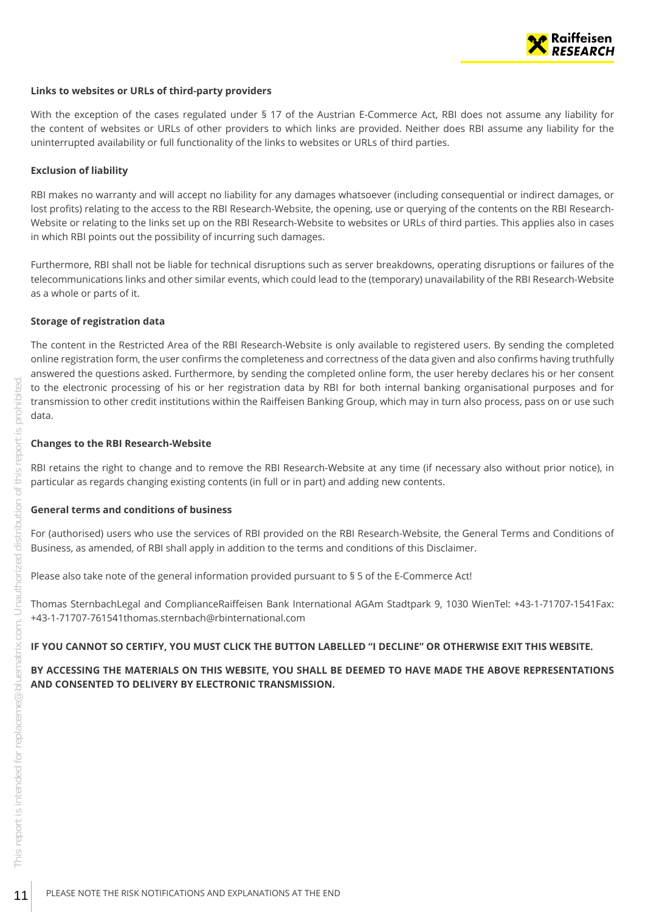**Links to websites or URLs of third-party providers**

With the exception of the cases regulated under § 17 of the Austrian E-Commerce Act, RBI does not assume any liability for the content of websites or URLs of other providers to which links are provided. Neither does RBI assume any liability for the uninterrupted availability or full functionality of the links to websites or URLs of third parties.

**Exclusion of liability**

RBI makes no warranty and will accept no liability for any damages whatsoever (including consequential or indirect damages, or lost profits) relating to the access to the RBI Research-Website, the opening, use or querying of the contents on the RBI Research-Website or relating to the links set up on the RBI Research-Website to websites or URLs of third parties. This applies also in cases in which RBI points out the possibility of incurring such damages.

Furthermore, RBI shall not be liable for technical disruptions such as server breakdowns, operating disruptions or failures of the telecommunications links and other similar events, which could lead to the (temporary) unavailability of the RBI Research-Website as a whole or parts of it.

**Storage of registration data**

The content in the Restricted Area of the RBI Research-Website is only available to registered users. By sending the completed online registration form, the user confirms the completeness and correctness of the data given and also confirms having truthfully answered the questions asked. Furthermore, by sending the completed online form, the user hereby declares his or her consent to the electronic processing of his or her registration data by RBI for both internal banking organisational purposes and for transmission to other credit institutions within the Raiffeisen Banking Group, which may in turn also process, pass on or use such data.

**Changes to the RBI Research-Website**

RBI retains the right to change and to remove the RBI Research-Website at any time (if necessary also without prior notice), in particular as regards changing existing contents (in full or in part) and adding new contents.

**General terms and conditions of business**

For (authorised) users who use the services of RBI provided on the RBI Research-Website, the General Terms and Conditions of Business, as amended, of RBI shall apply in addition to the terms and conditions of this Disclaimer.

Please also take note of the general information provided pursuant to § 5 of the E-Commerce Act!

Thomas SternbachLegal and ComplianceRaiffeisen Bank International AGAm Stadtpark 9, 1030 WienTel: +43-1-71707-1541Fax: +43-1-71707-761541thomas.sternbach@rbinternational.com

**IF YOU CANNOT SO CERTIFY, YOU MUST CLICK THE BUTTON LABELLED "I DECLINE" OR OTHERWISE EXIT THIS WEBSITE.**

**BY ACCESSING THE MATERIALS ON THIS WEBSITE, YOU SHALL BE DEEMED TO HAVE MADE THE ABOVE REPRESENTATIONS AND CONSENTED TO DELIVERY BY ELECTRONIC TRANSMISSION.**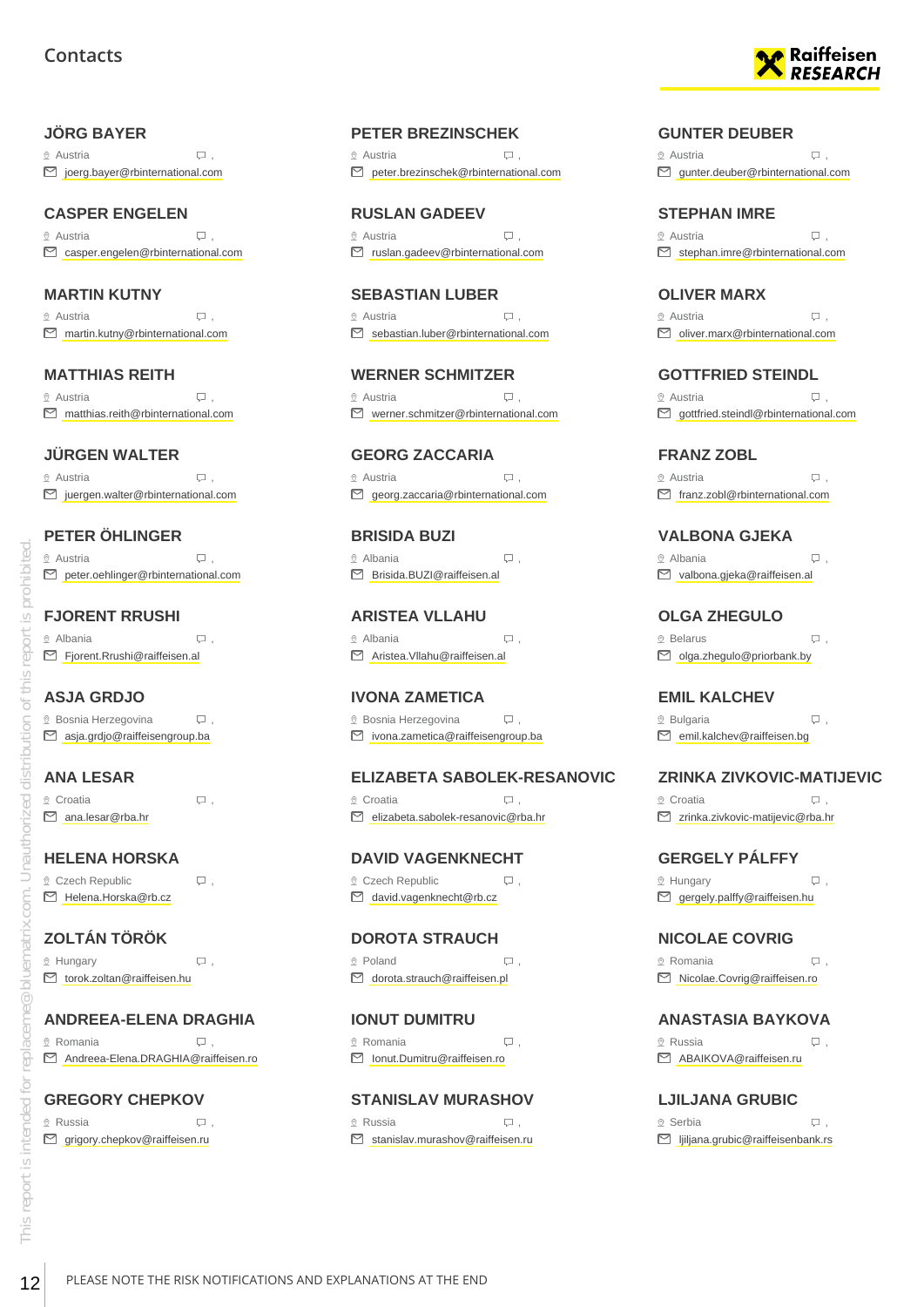# Contacts

### JÖRG BAYER
Austria ,
joerg.bayer@rbinternational.com

### PETER BREZINSCHEK
Austria ,
peter.brezinschek@rbinternational.com

### GUNTER DEUBER
Austria ,
gunter.deuber@rbinternational.com

### CASPER ENGELEN
Austria ,
casper.engelen@rbinternational.com

### RUSLAN GADEEV
Austria ,
ruslan.gadeev@rbinternational.com

### STEPHAN IMRE
Austria ,
stephan.imre@rbinternational.com

### MARTIN KUTNY
Austria ,
martin.kutny@rbinternational.com

### SEBASTIAN LUBER
Austria ,
sebastian.luber@rbinternational.com

### OLIVER MARX
Austria ,
oliver.marx@rbinternational.com

### MATTHIAS REITH
Austria ,
matthias.reith@rbinternational.com

### WERNER SCHMITZER
Austria ,
werner.schmitzer@rbinternational.com

### GOTTFRIED STEINDL
Austria ,
gottfried.steindl@rbinternational.com

### JÜRGEN WALTER
Austria ,
juergen.walter@rbinternational.com

### GEORG ZACCARIA
Austria ,
georg.zaccaria@rbinternational.com

### FRANZ ZOBL
Austria ,
franz.zobl@rbinternational.com

### PETER ÖHLINGER
Austria ,
peter.oehlinger@rbinternational.com

### BRISIDA BUZI
Albania ,
Brisida.BUZI@raiffeisen.al

### VALBONA GJEKA
Albania ,
valbona.gjeka@raiffeisen.al

### FJORENT RRUSHI
Albania ,
Fjorent.Rrushi@raiffeisen.al

### ARISTEA VLLAHU
Albania ,
Aristea.Vllahu@raiffeisen.al

### OLGA ZHEGULO
Belarus ,
olga.zhegulo@priorbank.by

### ASJA GRDJO
Bosnia Herzegovina ,
asja.grdjo@raiffeisengroup.ba

### IVONA ZAMETICA
Bosnia Herzegovina ,
ivona.zametica@raiffeisengroup.ba

### EMIL KALCHEV
Bulgaria ,
emil.kalchev@raiffeisen.bg

### ANA LESAR
Croatia ,
ana.lesar@rba.hr

### ELIZABETA SABOLEK-RESANOVIC
Croatia ,
elizabeta.sabolek-resanovic@rba.hr

### ZRINKA ZIVKOVIC-MATIJEVIC
Croatia ,
zrinka.zivkovic-matijevic@rba.hr

### HELENA HORSKA
Czech Republic ,
Helena.Horska@rb.cz

### DAVID VAGENKNECHT
Czech Republic ,
david.vagenknecht@rb.cz

### GERGELY PÁLFFY
Hungary ,
gergely.palffy@raiffeisen.hu

### ZOLTÁN TÖRÖK
Hungary ,
torok.zoltan@raiffeisen.hu

### DOROTA STRAUCH
Poland ,
dorota.strauch@raiffeisen.pl

### NICOLAE COVRIG
Romania ,
Nicolae.Covrig@raiffeisen.ro

### ANDREEA-ELENA DRAGHIA
Romania ,
Andreea-Elena.DRAGHIA@raiffeisen.ro

### IONUT DUMITRU
Romania ,
Ionut.Dumitru@raiffeisen.ro

### ANASTASIA BAYKOVA
Russia ,
ABAIKOVA@raiffeisen.ru

### GREGORY CHEPKOV
Russia ,
grigory.chepkov@raiffeisen.ru

### STANISLAV MURASHOV
Russia ,
stanislav.murashov@raiffeisen.ru

### LJILJANA GRUBIC
Serbia ,
ljiljana.grubic@raiffeisenbank.rs

PLEASE NOTE THE RISK NOTIFICATIONS AND EXPLANATIONS AT THE END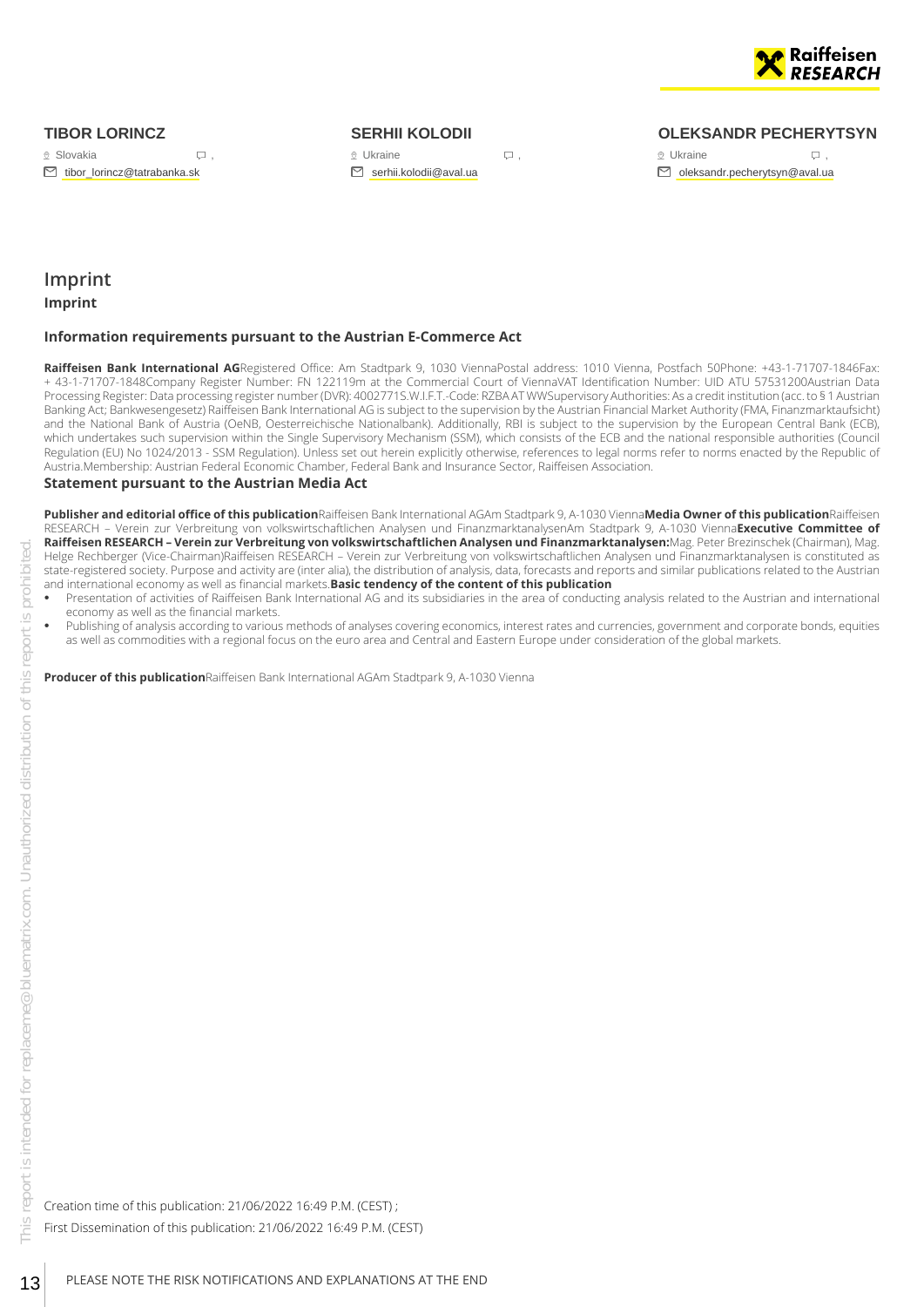**TIBOR LORINCZ**

Slovakia

tibor_lorincz@tatrabanka.sk

**SERHII KOLODII**

Ukraine

serhii.kolodii@aval.ua

**OLEKSANDR PECHERYTSYN**

Ukraine

oleksandr.pecherytsyn@aval.ua

# Imprint

**Imprint**

### Information requirements pursuant to the Austrian E-Commerce Act

**Raiffeisen Bank International AG**Registered Office: Am Stadtpark 9, 1030 ViennaPostal address: 1010 Vienna, Postfach 50Phone: +43-1-71707-1846Fax: + 43-1-71707-1848Company Register Number: FN 122119m at the Commercial Court of ViennaVAT Identification Number: UID ATU 57531200Austrian Data Processing Register: Data processing register number (DVR): 4002771S.W.I.F.T.-Code: RZBA AT WWSupervisory Authorities: As a credit institution (acc. to § 1 Austrian Banking Act; Bankwesengesetz) Raiffeisen Bank International AG is subject to the supervision by the Austrian Financial Market Authority (FMA, Finanzmarktaufsicht) and the National Bank of Austria (OeNB, Oesterreichische Nationalbank). Additionally, RBI is subject to the supervision by the European Central Bank (ECB), which undertakes such supervision within the Single Supervisory Mechanism (SSM), which consists of the ECB and the national responsible authorities (Council Regulation (EU) No 1024/2013 - SSM Regulation). Unless set out herein explicitly otherwise, references to legal norms refer to norms enacted by the Republic of Austria.Membership: Austrian Federal Economic Chamber, Federal Bank and Insurance Sector, Raiffeisen Association.

### Statement pursuant to the Austrian Media Act

**Publisher and editorial office of this publication**Raiffeisen Bank International AGAm Stadtpark 9, A-1030 Vienna**Media Owner of this publication**Raiffeisen RESEARCH – Verein zur Verbreitung von volkswirtschaftlichen Analysen und FinanzmarktanalysenAm Stadtpark 9, A-1030 Vienna**Executive Committee of Raiffeisen RESEARCH – Verein zur Verbreitung von volkswirtschaftlichen Analysen und Finanzmarktanalysen:**Mag. Peter Brezinschek (Chairman), Mag. Helge Rechberger (Vice-Chairman)Raiffeisen RESEARCH – Verein zur Verbreitung von volkswirtschaftlichen Analysen und Finanzmarktanalysen is constituted as state-registered society. Purpose and activity are (inter alia), the distribution of analysis, data, forecasts and reports and similar publications related to the Austrian and international economy as well as financial markets.**Basic tendency of the content of this publication**

- Presentation of activities of Raiffeisen Bank International AG and its subsidiaries in the area of conducting analysis related to the Austrian and international economy as well as the financial markets.
- Publishing of analysis according to various methods of analyses covering economics, interest rates and currencies, government and corporate bonds, equities as well as commodities with a regional focus on the euro area and Central and Eastern Europe under consideration of the global markets.

**Producer of this publication**Raiffeisen Bank International AGAm Stadtpark 9, A-1030 Vienna

Creation time of this publication: 21/06/2022 16:49 P.M. (CEST) ;
First Dissemination of this publication: 21/06/2022 16:49 P.M. (CEST)